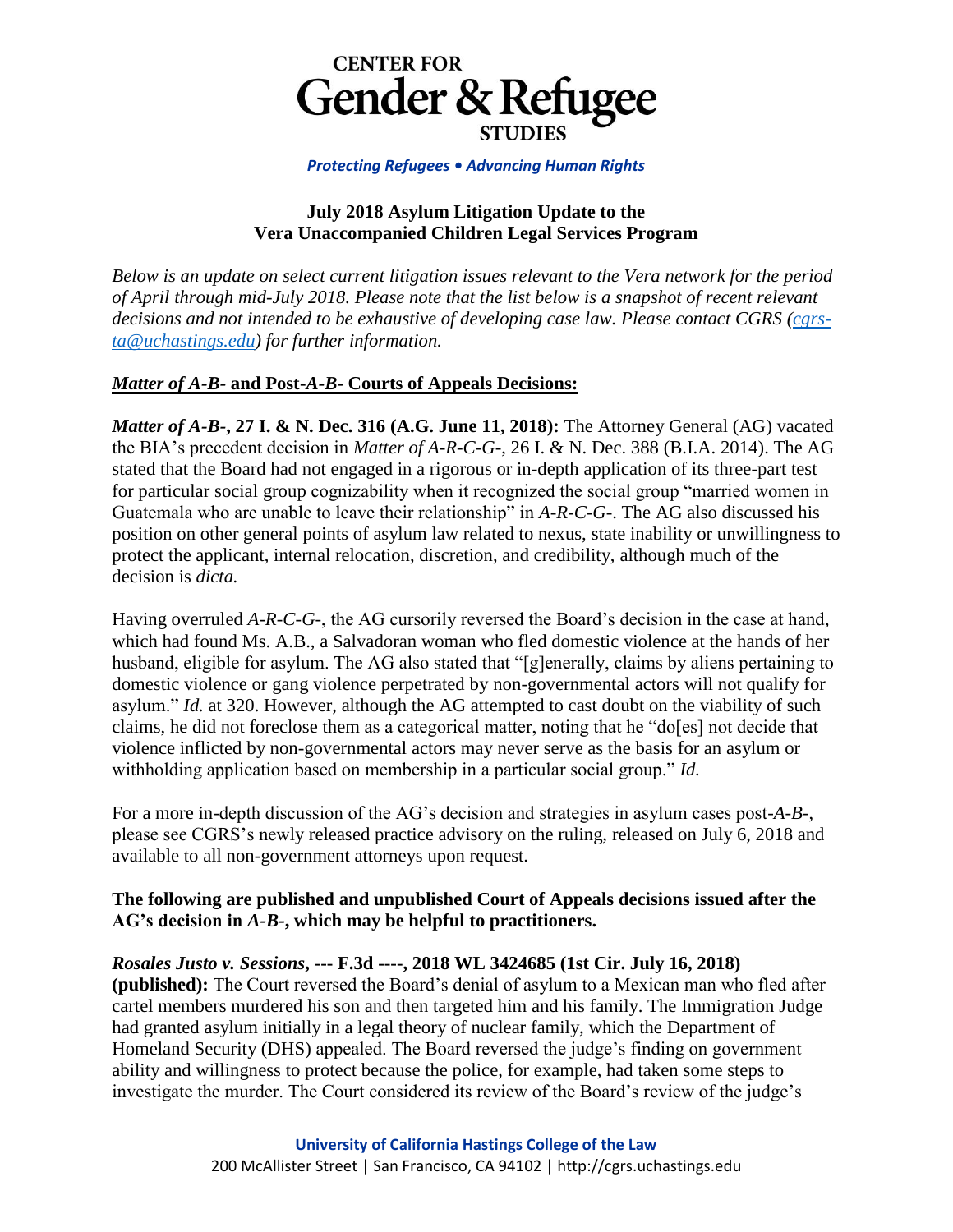# CENTER FOR Gender & Refugee STUDIES

*Protecting Refugees • Advancing Human Rights*

## July 2018 Asylum Litigation Update to the Vera Unaccompanied Children Legal Services Program

*Below is an update on select current litigation issues relevant to the Vera network for the period of April through mid-July 2018. Please note that the list below is a snapshot of recent relevant decisions and not intended to be exhaustive of developing case law. Please contact CGRS (cgrs-ta@uchastings.edu) for further information.*

### ***Matter of A-B-* and Post-*A-B-* Courts of Appeals Decisions:**

***Matter of A-B-*, 27 I. & N. Dec. 316 (A.G. June 11, 2018):** The Attorney General (AG) vacated the BIA's precedent decision in *Matter of A-R-C-G-*, 26 I. & N. Dec. 388 (B.I.A. 2014). The AG stated that the Board had not engaged in a rigorous or in-depth application of its three-part test for particular social group cognizability when it recognized the social group "married women in Guatemala who are unable to leave their relationship" in *A-R-C-G-*. The AG also discussed his position on other general points of asylum law related to nexus, state inability or unwillingness to protect the applicant, internal relocation, discretion, and credibility, although much of the decision is *dicta.*

Having overruled *A-R-C-G-*, the AG cursorily reversed the Board's decision in the case at hand, which had found Ms. A.B., a Salvadoran woman who fled domestic violence at the hands of her husband, eligible for asylum. The AG also stated that "[g]enerally, claims by aliens pertaining to domestic violence or gang violence perpetrated by non-governmental actors will not qualify for asylum." *Id.* at 320. However, although the AG attempted to cast doubt on the viability of such claims, he did not foreclose them as a categorical matter, noting that he "do[es] not decide that violence inflicted by non-governmental actors may never serve as the basis for an asylum or withholding application based on membership in a particular social group." *Id.*

For a more in-depth discussion of the AG's decision and strategies in asylum cases post-*A-B-*, please see CGRS's newly released practice advisory on the ruling, released on July 6, 2018 and available to all non-government attorneys upon request.

**The following are published and unpublished Court of Appeals decisions issued after the AG's decision in *A-B-*, which may be helpful to practitioners.**

***Rosales Justo v. Sessions*, --- F.3d ----, 2018 WL 3424685 (1st Cir. July 16, 2018) (published):** The Court reversed the Board's denial of asylum to a Mexican man who fled after cartel members murdered his son and then targeted him and his family. The Immigration Judge had granted asylum initially in a legal theory of nuclear family, which the Department of Homeland Security (DHS) appealed. The Board reversed the judge's finding on government ability and willingness to protect because the police, for example, had taken some steps to investigate the murder. The Court considered its review of the Board's review of the judge's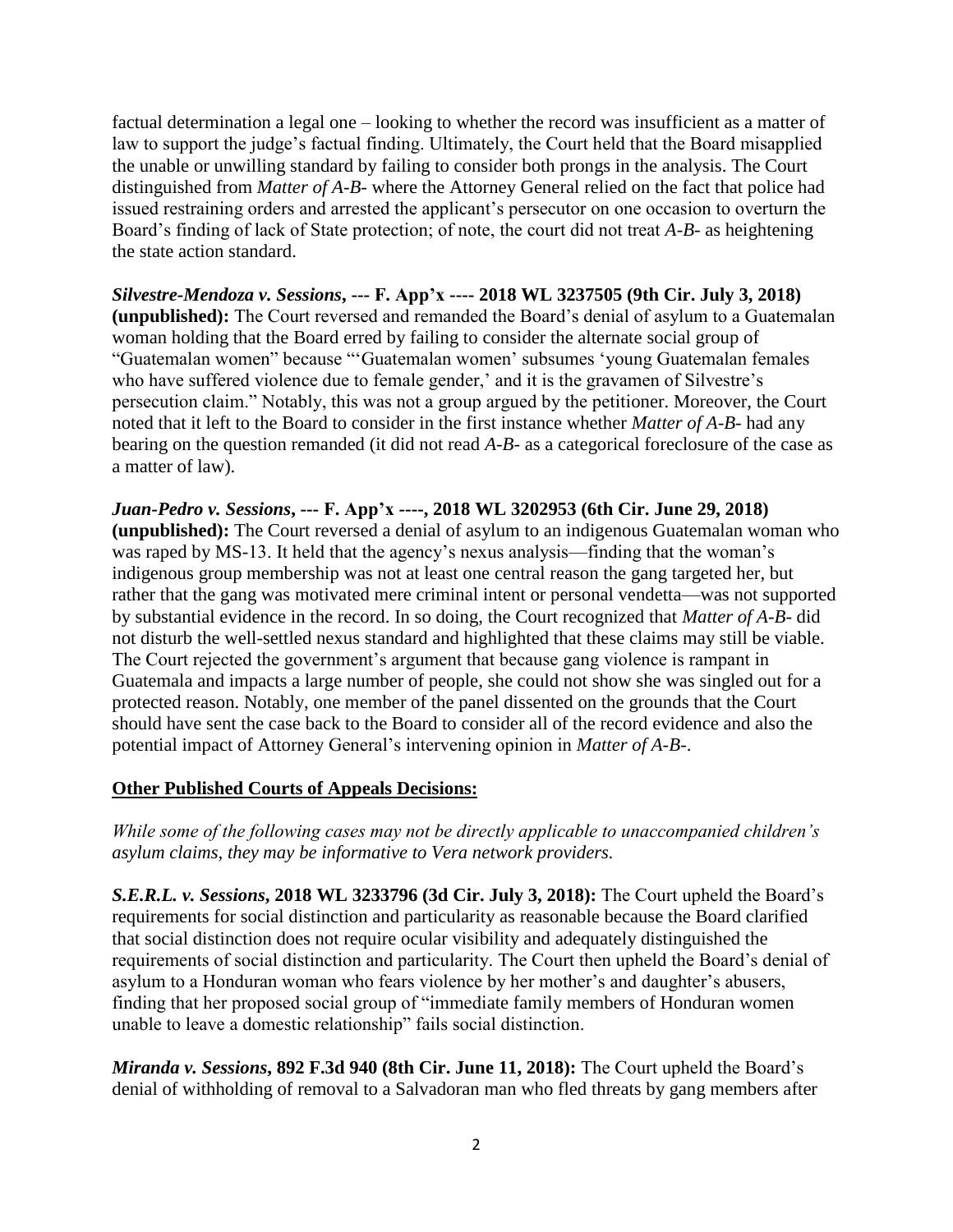factual determination a legal one – looking to whether the record was insufficient as a matter of law to support the judge's factual finding. Ultimately, the Court held that the Board misapplied the unable or unwilling standard by failing to consider both prongs in the analysis. The Court distinguished from *Matter of A-B-* where the Attorney General relied on the fact that police had issued restraining orders and arrested the applicant's persecutor on one occasion to overturn the Board's finding of lack of State protection; of note, the court did not treat *A-B-* as heightening the state action standard.

***Silvestre-Mendoza v. Sessions*, --- F. App'x ---- 2018 WL 3237505 (9th Cir. July 3, 2018) (unpublished):** The Court reversed and remanded the Board's denial of asylum to a Guatemalan woman holding that the Board erred by failing to consider the alternate social group of "Guatemalan women" because "'Guatemalan women' subsumes 'young Guatemalan females who have suffered violence due to female gender,' and it is the gravamen of Silvestre's persecution claim." Notably, this was not a group argued by the petitioner. Moreover, the Court noted that it left to the Board to consider in the first instance whether *Matter of A-B-* had any bearing on the question remanded (it did not read *A-B-* as a categorical foreclosure of the case as a matter of law).

***Juan-Pedro v. Sessions*, --- F. App'x ----, 2018 WL 3202953 (6th Cir. June 29, 2018) (unpublished):** The Court reversed a denial of asylum to an indigenous Guatemalan woman who was raped by MS-13. It held that the agency's nexus analysis—finding that the woman's indigenous group membership was not at least one central reason the gang targeted her, but rather that the gang was motivated mere criminal intent or personal vendetta—was not supported by substantial evidence in the record. In so doing, the Court recognized that *Matter of A-B-* did not disturb the well-settled nexus standard and highlighted that these claims may still be viable. The Court rejected the government's argument that because gang violence is rampant in Guatemala and impacts a large number of people, she could not show she was singled out for a protected reason. Notably, one member of the panel dissented on the grounds that the Court should have sent the case back to the Board to consider all of the record evidence and also the potential impact of Attorney General's intervening opinion in *Matter of A-B-*.

## Other Published Courts of Appeals Decisions:

*While some of the following cases may not be directly applicable to unaccompanied children's asylum claims, they may be informative to Vera network providers.*

***S.E.R.L. v. Sessions*, 2018 WL 3233796 (3d Cir. July 3, 2018):** The Court upheld the Board's requirements for social distinction and particularity as reasonable because the Board clarified that social distinction does not require ocular visibility and adequately distinguished the requirements of social distinction and particularity. The Court then upheld the Board's denial of asylum to a Honduran woman who fears violence by her mother's and daughter's abusers, finding that her proposed social group of "immediate family members of Honduran women unable to leave a domestic relationship" fails social distinction.

***Miranda v. Sessions*, 892 F.3d 940 (8th Cir. June 11, 2018):** The Court upheld the Board's denial of withholding of removal to a Salvadoran man who fled threats by gang members after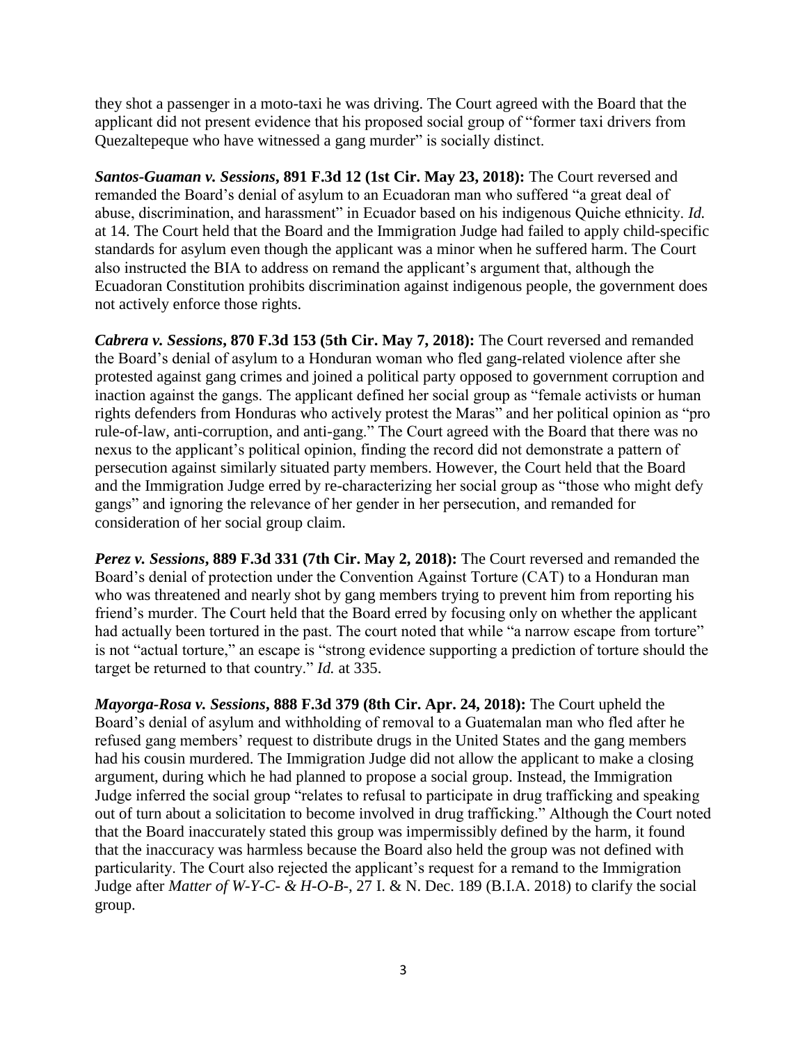they shot a passenger in a moto-taxi he was driving. The Court agreed with the Board that the applicant did not present evidence that his proposed social group of "former taxi drivers from Quezaltepeque who have witnessed a gang murder" is socially distinct.

***Santos-Guaman v. Sessions*, 891 F.3d 12 (1st Cir. May 23, 2018):** The Court reversed and remanded the Board's denial of asylum to an Ecuadoran man who suffered "a great deal of abuse, discrimination, and harassment" in Ecuador based on his indigenous Quiche ethnicity. *Id.* at 14. The Court held that the Board and the Immigration Judge had failed to apply child-specific standards for asylum even though the applicant was a minor when he suffered harm. The Court also instructed the BIA to address on remand the applicant's argument that, although the Ecuadoran Constitution prohibits discrimination against indigenous people, the government does not actively enforce those rights.

***Cabrera v. Sessions*, 870 F.3d 153 (5th Cir. May 7, 2018):** The Court reversed and remanded the Board's denial of asylum to a Honduran woman who fled gang-related violence after she protested against gang crimes and joined a political party opposed to government corruption and inaction against the gangs. The applicant defined her social group as "female activists or human rights defenders from Honduras who actively protest the Maras" and her political opinion as "pro rule-of-law, anti-corruption, and anti-gang." The Court agreed with the Board that there was no nexus to the applicant's political opinion, finding the record did not demonstrate a pattern of persecution against similarly situated party members. However, the Court held that the Board and the Immigration Judge erred by re-characterizing her social group as "those who might defy gangs" and ignoring the relevance of her gender in her persecution, and remanded for consideration of her social group claim.

***Perez v. Sessions*, 889 F.3d 331 (7th Cir. May 2, 2018):** The Court reversed and remanded the Board's denial of protection under the Convention Against Torture (CAT) to a Honduran man who was threatened and nearly shot by gang members trying to prevent him from reporting his friend's murder. The Court held that the Board erred by focusing only on whether the applicant had actually been tortured in the past. The court noted that while "a narrow escape from torture" is not "actual torture," an escape is "strong evidence supporting a prediction of torture should the target be returned to that country." *Id.* at 335.

***Mayorga-Rosa v. Sessions*, 888 F.3d 379 (8th Cir. Apr. 24, 2018):** The Court upheld the Board's denial of asylum and withholding of removal to a Guatemalan man who fled after he refused gang members' request to distribute drugs in the United States and the gang members had his cousin murdered. The Immigration Judge did not allow the applicant to make a closing argument, during which he had planned to propose a social group. Instead, the Immigration Judge inferred the social group "relates to refusal to participate in drug trafficking and speaking out of turn about a solicitation to become involved in drug trafficking." Although the Court noted that the Board inaccurately stated this group was impermissibly defined by the harm, it found that the inaccuracy was harmless because the Board also held the group was not defined with particularity. The Court also rejected the applicant's request for a remand to the Immigration Judge after *Matter of W-Y-C- & H-O-B-*, 27 I. & N. Dec. 189 (B.I.A. 2018) to clarify the social group.